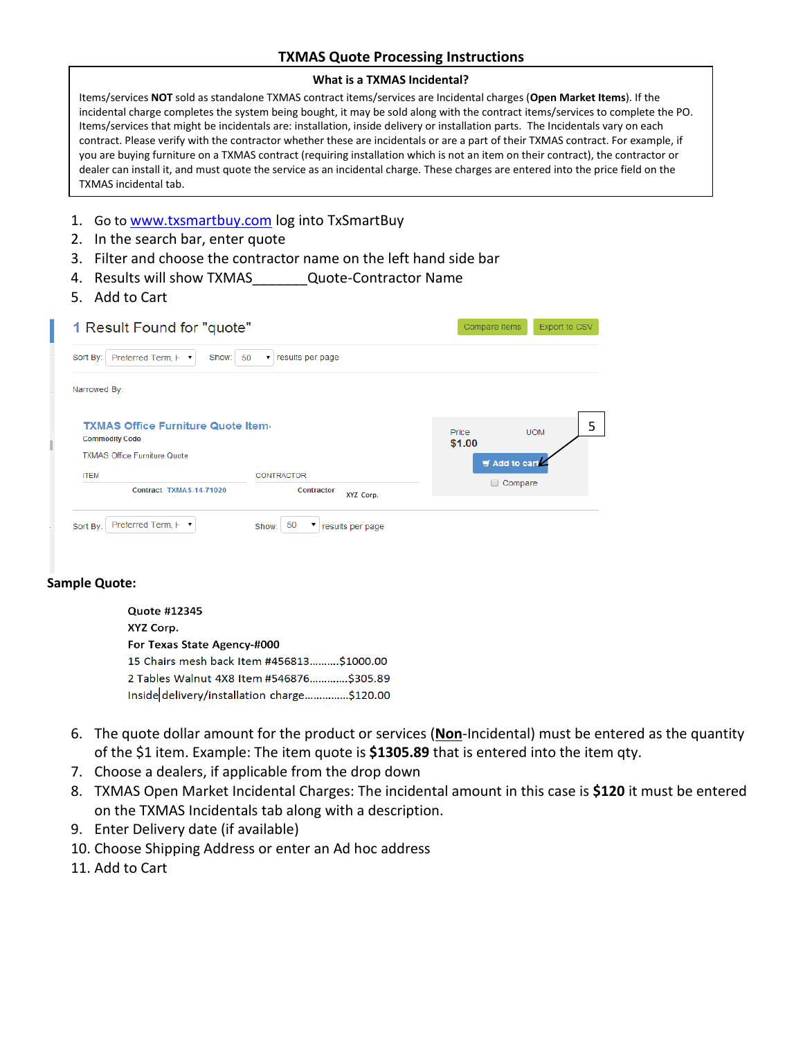# TXMAS Quote Processing Instructions

**What is a TXMAS Incidental?**

Items/services **NOT** sold as standalone TXMAS contract items/services are Incidental charges (**Open Market Items**). If the incidental charge completes the system being bought, it may be sold along with the contract items/services to complete the PO. Items/services that might be incidentals are: installation, inside delivery or installation parts. The Incidentals vary on each contract. Please verify with the contractor whether these are incidentals or are a part of their TXMAS contract. For example, if you are buying furniture on a TXMAS contract (requiring installation which is not an item on their contract), the contractor or dealer can install it, and must quote the service as an incidental charge. These charges are entered into the price field on the TXMAS incidental tab.

1. Go to www.txsmartbuy.com log into TxSmartBuy
2. In the search bar, enter quote
3. Filter and choose the contractor name on the left hand side bar
4. Results will show TXMAS_______Quote-Contractor Name
5. Add to Cart

1 Result Found for "quote"

Compare Items | Export to CSV

Sort By: Preferred Term, F | Show: 50 results per page

Narrowed By:

**TXMAS Office Furniture Quote Item**

Commodity Code

TXMAS Office Furniture Quote

| ITEM | CONTRACTOR |
| --- | --- |
| Contract TXMAS-14-71020 | Contractor XYZ Corp. |

Price $1.00 | UOM

Add to cart (5)

Compare

Sort By: Preferred Term, F | Show: 50 results per page

**Sample Quote:**

**Quote #12345**
**XYZ Corp.**
**For Texas State Agency-#000**
15 Chairs mesh back Item #456813..........$1000.00
2 Tables Walnut 4X8 Item #546876.............$305.89
Inside delivery/installation charge...............$120.00

6. The quote dollar amount for the product or services (**Non**-Incidental) must be entered as the quantity of the $1 item. Example: The item quote is **$1305.89** that is entered into the item qty.
7. Choose a dealers, if applicable from the drop down
8. TXMAS Open Market Incidental Charges: The incidental amount in this case is **$120** it must be entered on the TXMAS Incidentals tab along with a description.
9. Enter Delivery date (if available)
10. Choose Shipping Address or enter an Ad hoc address
11. Add to Cart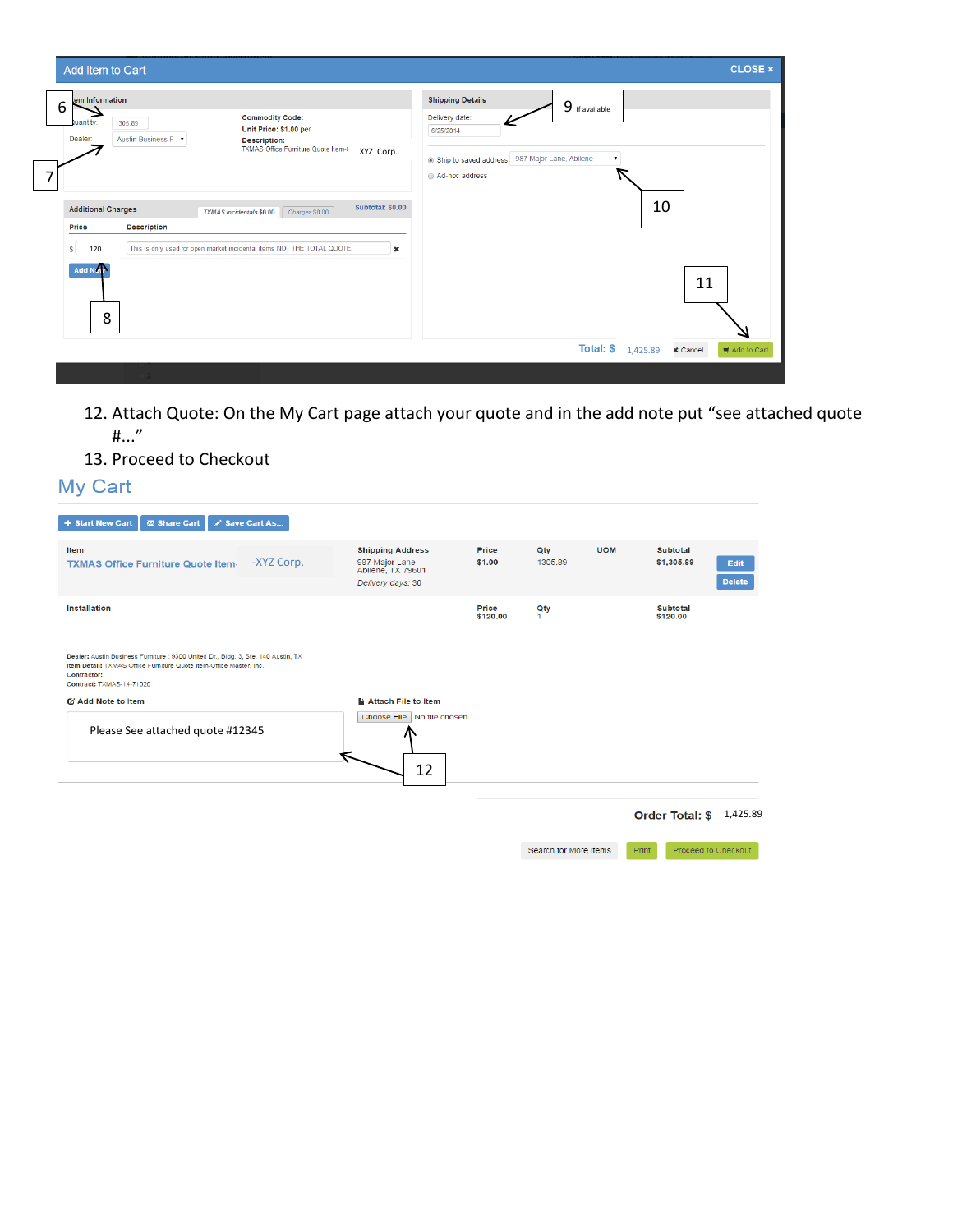Add Item to Cart CLOSE ×

6 Item Information

Quantity: 1305.89

7 Dealer: Austin Business F

Commodity Code:

Unit Price: $1.00 per

Description:

TXMAS Office Furniture Quote Item- XYZ Corp.

Shipping Details

Delivery date: 6/25/2014

9 if available

Ship to saved address 987 Major Lane, Abilene

Ad-hoc address

10

Additional Charges TXMAS Incidentals $0.00 Charges $0.00 Subtotal: $0.00

Price Description

$ 120. This is only used for open market incidental items NOT THE TOTAL QUOTE

Add Note

8

11

Total: $ 1,425.89 Cancel Add to Cart

12. Attach Quote: On the My Cart page attach your quote and in the add note put “see attached quote #...”
13. Proceed to Checkout

## My Cart

Start New Cart | Share Cart | Save Cart As...

| Item | Shipping Address | Price | Qty | UOM | Subtotal | |
|---|---|---|---|---|---|---|
| TXMAS Office Furniture Quote Item- -XYZ Corp. | 987 Major Lane Abilene, TX 79601 Delivery days: 30 | $1.00 | 1305.89 | | $1,305.89 | Edit Delete |
| Installation | | Price $120.00 | Qty 1 | | Subtotal $120.00 | |

**Dealer:** Austin Business Furniture . 9300 United Dr., Bldg. 3, Ste. 140 Austin, TX
**Item Detail:** TXMAS Office Furniture Quote Item-Office Master, Inc.
**Contractor:**
**Contract:** TXMAS-14-71020

Add Note to Item

Please See attached quote #12345

Attach File to Item

Choose File No file chosen

12

Order Total: $ 1,425.89

Search for More Items | Print | Proceed to Checkout